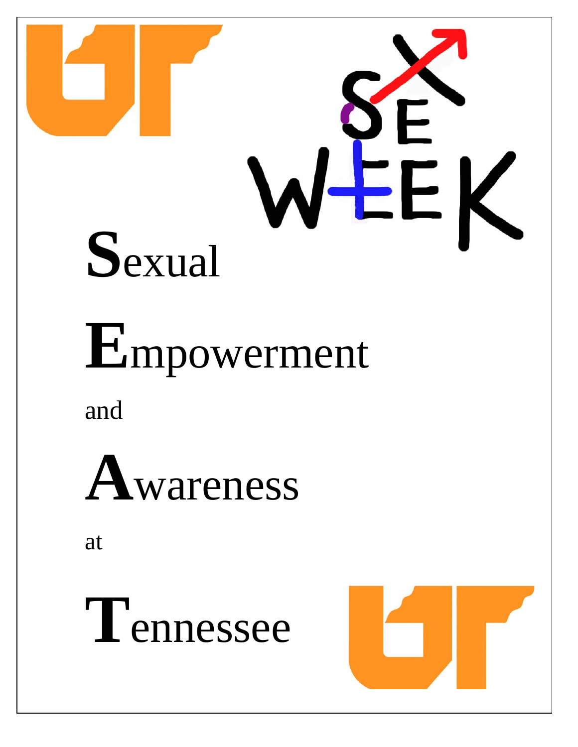SEX WEEK

# **S**exual

# **E**mpowerment

and

# **A**wareness

at

# **T**ennessee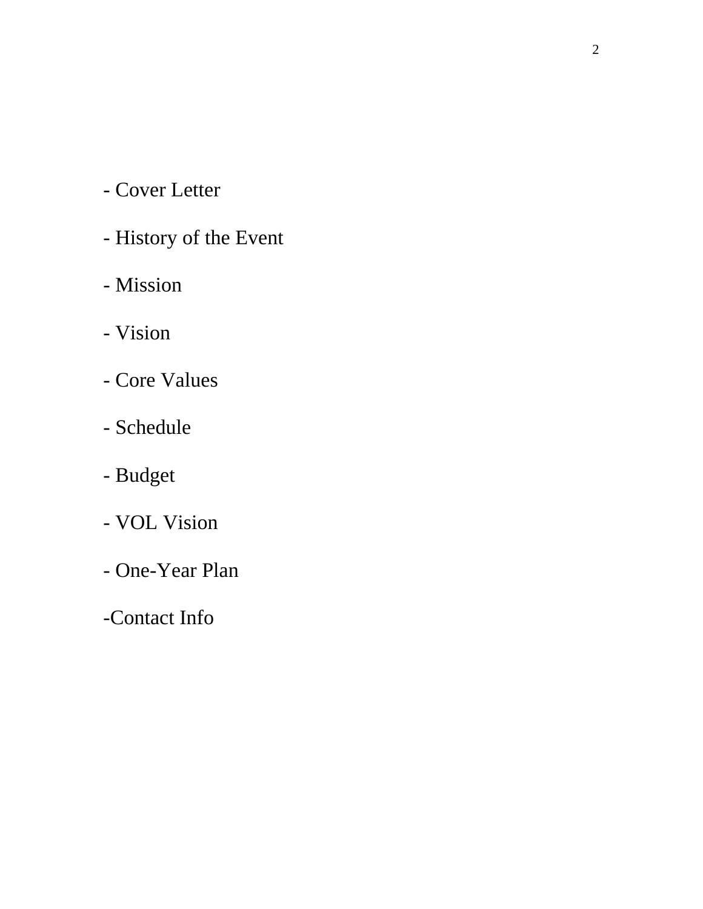- Cover Letter
- History of the Event
- Mission
- Vision
- Core Values
- Schedule
- Budget
- VOL Vision
- One-Year Plan
- Contact Info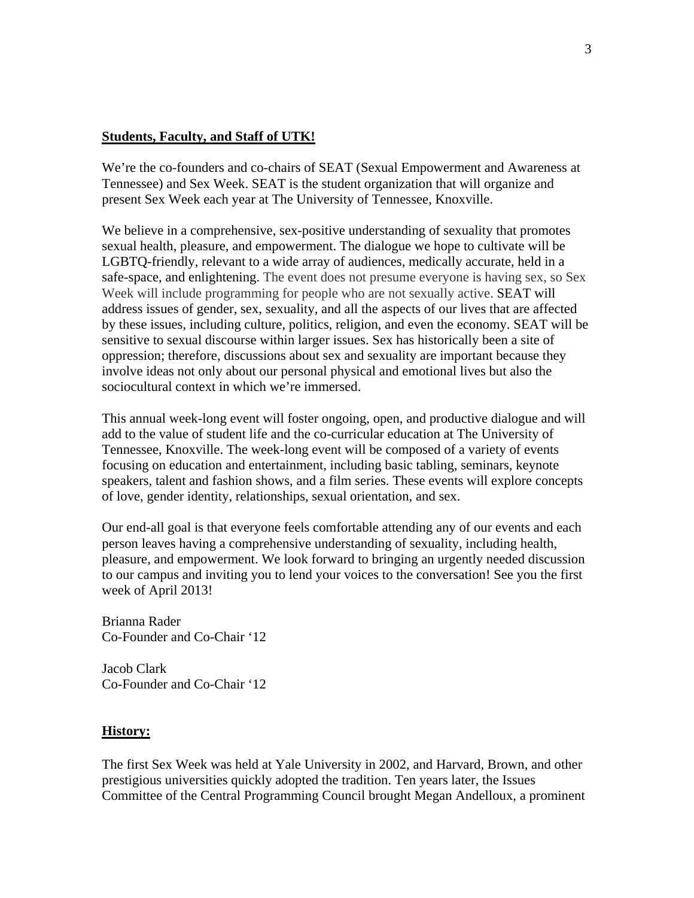**Students, Faculty, and Staff of UTK!**

We're the co-founders and co-chairs of SEAT (Sexual Empowerment and Awareness at Tennessee) and Sex Week. SEAT is the student organization that will organize and present Sex Week each year at The University of Tennessee, Knoxville.

We believe in a comprehensive, sex-positive understanding of sexuality that promotes sexual health, pleasure, and empowerment. The dialogue we hope to cultivate will be LGBTQ-friendly, relevant to a wide array of audiences, medically accurate, held in a safe-space, and enlightening. The event does not presume everyone is having sex, so Sex Week will include programming for people who are not sexually active. SEAT will address issues of gender, sex, sexuality, and all the aspects of our lives that are affected by these issues, including culture, politics, religion, and even the economy. SEAT will be sensitive to sexual discourse within larger issues. Sex has historically been a site of oppression; therefore, discussions about sex and sexuality are important because they involve ideas not only about our personal physical and emotional lives but also the sociocultural context in which we're immersed.

This annual week-long event will foster ongoing, open, and productive dialogue and will add to the value of student life and the co-curricular education at The University of Tennessee, Knoxville. The week-long event will be composed of a variety of events focusing on education and entertainment, including basic tabling, seminars, keynote speakers, talent and fashion shows, and a film series. These events will explore concepts of love, gender identity, relationships, sexual orientation, and sex.

Our end-all goal is that everyone feels comfortable attending any of our events and each person leaves having a comprehensive understanding of sexuality, including health, pleasure, and empowerment. We look forward to bringing an urgently needed discussion to our campus and inviting you to lend your voices to the conversation! See you the first week of April 2013!

Brianna Rader
Co-Founder and Co-Chair '12

Jacob Clark
Co-Founder and Co-Chair '12

**History:**

The first Sex Week was held at Yale University in 2002, and Harvard, Brown, and other prestigious universities quickly adopted the tradition. Ten years later, the Issues Committee of the Central Programming Council brought Megan Andelloux, a prominent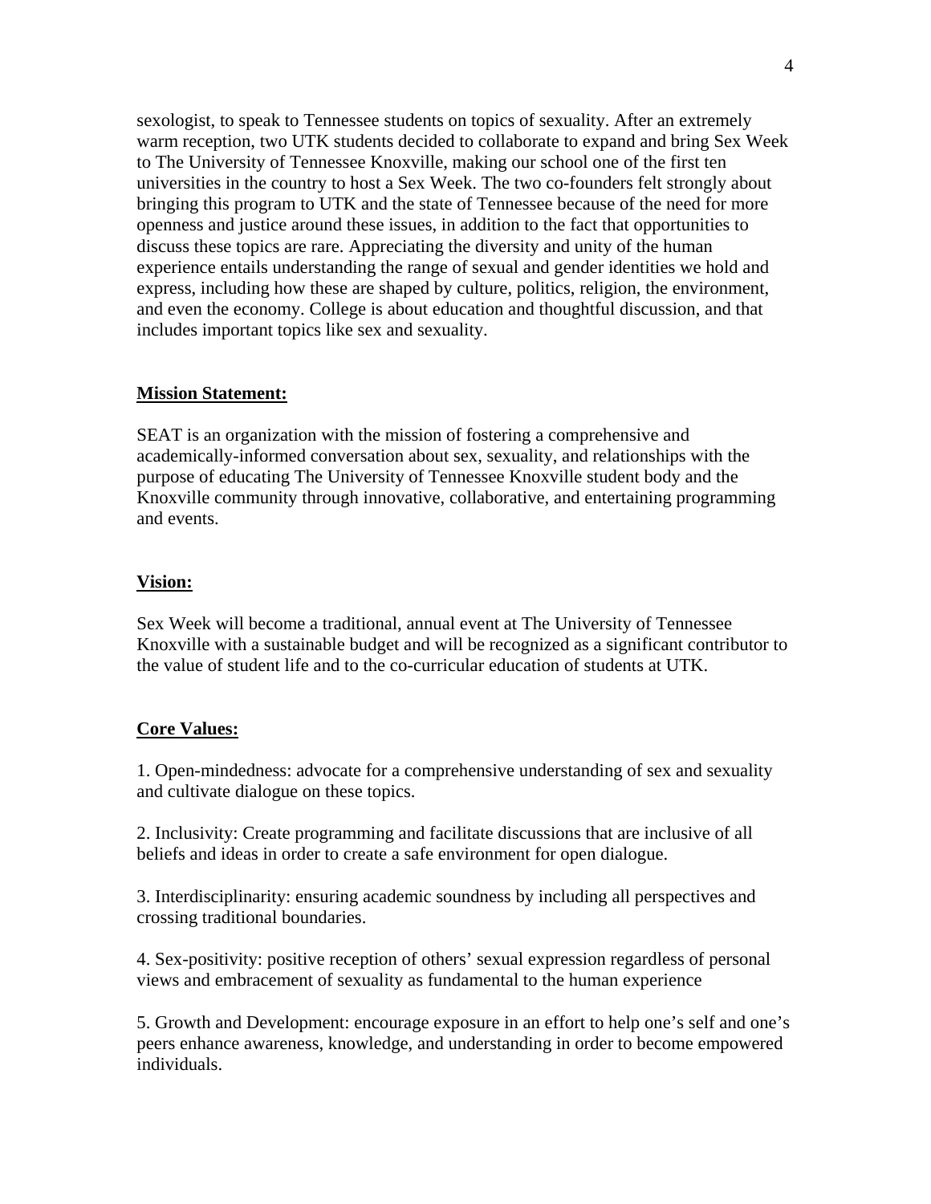sexologist, to speak to Tennessee students on topics of sexuality. After an extremely warm reception, two UTK students decided to collaborate to expand and bring Sex Week to The University of Tennessee Knoxville, making our school one of the first ten universities in the country to host a Sex Week. The two co-founders felt strongly about bringing this program to UTK and the state of Tennessee because of the need for more openness and justice around these issues, in addition to the fact that opportunities to discuss these topics are rare. Appreciating the diversity and unity of the human experience entails understanding the range of sexual and gender identities we hold and express, including how these are shaped by culture, politics, religion, the environment, and even the economy. College is about education and thoughtful discussion, and that includes important topics like sex and sexuality.

**Mission Statement:**

SEAT is an organization with the mission of fostering a comprehensive and academically-informed conversation about sex, sexuality, and relationships with the purpose of educating The University of Tennessee Knoxville student body and the Knoxville community through innovative, collaborative, and entertaining programming and events.

**Vision:**

Sex Week will become a traditional, annual event at The University of Tennessee Knoxville with a sustainable budget and will be recognized as a significant contributor to the value of student life and to the co-curricular education of students at UTK.

**Core Values:**

1. Open-mindedness: advocate for a comprehensive understanding of sex and sexuality and cultivate dialogue on these topics.

2. Inclusivity: Create programming and facilitate discussions that are inclusive of all beliefs and ideas in order to create a safe environment for open dialogue.

3. Interdisciplinarity: ensuring academic soundness by including all perspectives and crossing traditional boundaries.

4. Sex-positivity: positive reception of others' sexual expression regardless of personal views and embracement of sexuality as fundamental to the human experience

5. Growth and Development: encourage exposure in an effort to help one's self and one's peers enhance awareness, knowledge, and understanding in order to become empowered individuals.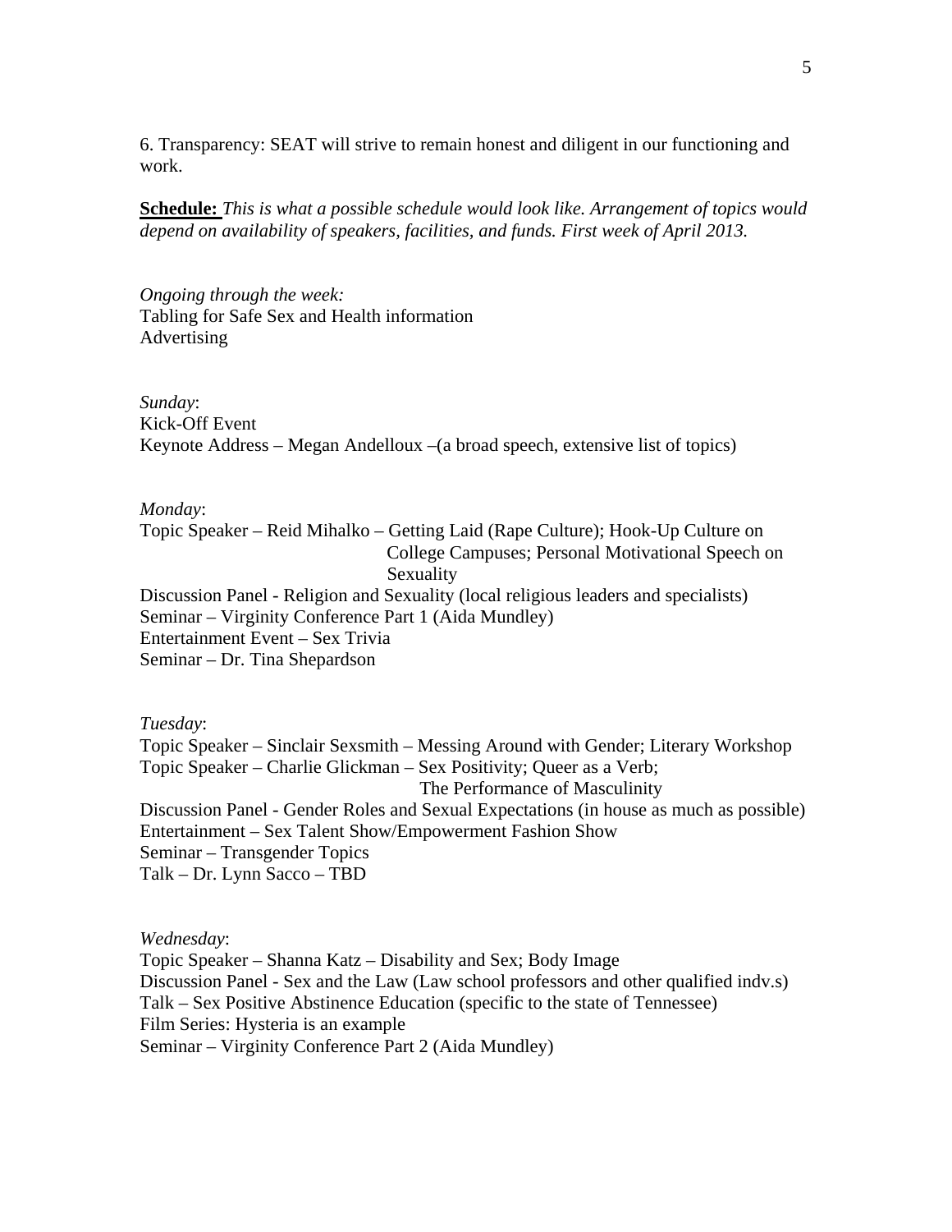6. Transparency: SEAT will strive to remain honest and diligent in our functioning and work.

**Schedule:** *This is what a possible schedule would look like. Arrangement of topics would depend on availability of speakers, facilities, and funds. First week of April 2013.*

*Ongoing through the week:*
Tabling for Safe Sex and Health information
Advertising

*Sunday*:
Kick-Off Event
Keynote Address – Megan Andelloux –(a broad speech, extensive list of topics)

*Monday*:
Topic Speaker – Reid Mihalko – Getting Laid (Rape Culture); Hook-Up Culture on College Campuses; Personal Motivational Speech on Sexuality
Discussion Panel - Religion and Sexuality (local religious leaders and specialists)
Seminar – Virginity Conference Part 1 (Aida Mundley)
Entertainment Event – Sex Trivia
Seminar – Dr. Tina Shepardson

*Tuesday*:
Topic Speaker – Sinclair Sexsmith – Messing Around with Gender; Literary Workshop
Topic Speaker – Charlie Glickman – Sex Positivity; Queer as a Verb; The Performance of Masculinity
Discussion Panel - Gender Roles and Sexual Expectations (in house as much as possible)
Entertainment – Sex Talent Show/Empowerment Fashion Show
Seminar – Transgender Topics
Talk – Dr. Lynn Sacco – TBD

*Wednesday*:
Topic Speaker – Shanna Katz – Disability and Sex; Body Image
Discussion Panel - Sex and the Law (Law school professors and other qualified indv.s)
Talk – Sex Positive Abstinence Education (specific to the state of Tennessee)
Film Series: Hysteria is an example
Seminar – Virginity Conference Part 2 (Aida Mundley)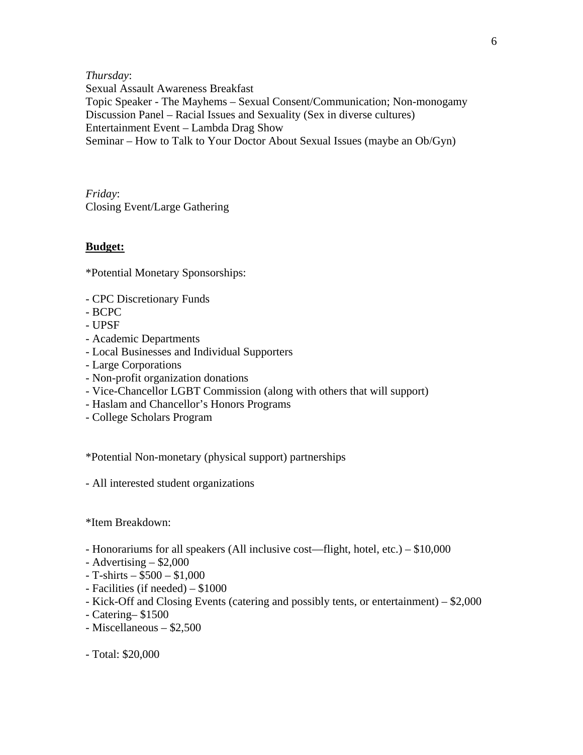*Thursday*:
Sexual Assault Awareness Breakfast
Topic Speaker - The Mayhems – Sexual Consent/Communication; Non-monogamy
Discussion Panel – Racial Issues and Sexuality (Sex in diverse cultures)
Entertainment Event – Lambda Drag Show
Seminar – How to Talk to Your Doctor About Sexual Issues (maybe an Ob/Gyn)

*Friday*:
Closing Event/Large Gathering

**<u>Budget:</u>**

*Potential Monetary Sponsorships:

- CPC Discretionary Funds
- BCPC
- UPSF
- Academic Departments
- Local Businesses and Individual Supporters
- Large Corporations
- Non-profit organization donations
- Vice-Chancellor LGBT Commission (along with others that will support)
- Haslam and Chancellor's Honors Programs
- College Scholars Program

*Potential Non-monetary (physical support) partnerships

- All interested student organizations

*Item Breakdown:

- Honorariums for all speakers (All inclusive cost—flight, hotel, etc.) – $10,000
- Advertising – $2,000
- T-shirts – $500 – $1,000
- Facilities (if needed) – $1000
- Kick-Off and Closing Events (catering and possibly tents, or entertainment) – $2,000
- Catering– $1500
- Miscellaneous – $2,500

- Total: $20,000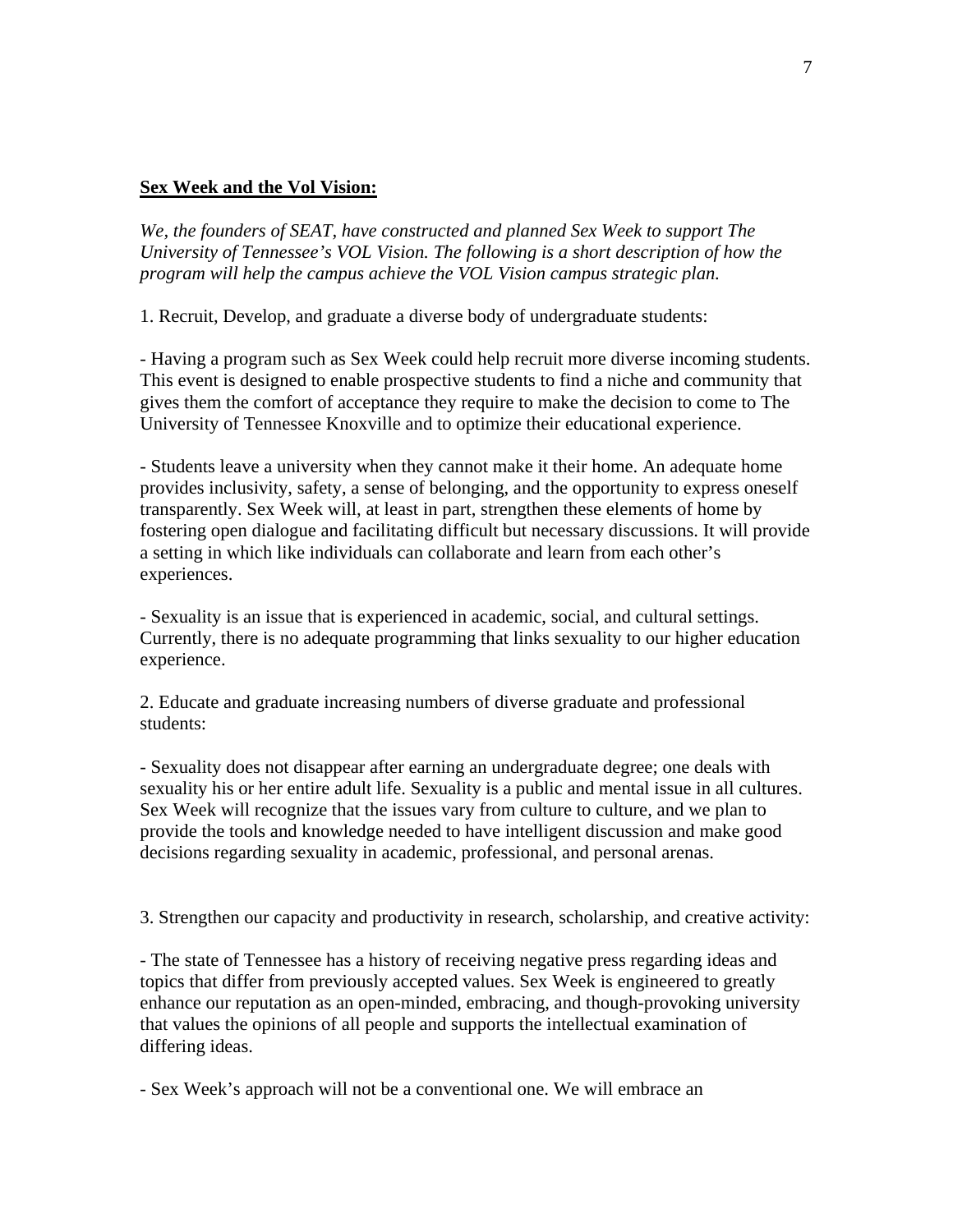**Sex Week and the Vol Vision:**

*We, the founders of SEAT, have constructed and planned Sex Week to support The University of Tennessee's VOL Vision. The following is a short description of how the program will help the campus achieve the VOL Vision campus strategic plan.*

1. Recruit, Develop, and graduate a diverse body of undergraduate students:

- Having a program such as Sex Week could help recruit more diverse incoming students. This event is designed to enable prospective students to find a niche and community that gives them the comfort of acceptance they require to make the decision to come to The University of Tennessee Knoxville and to optimize their educational experience.

- Students leave a university when they cannot make it their home. An adequate home provides inclusivity, safety, a sense of belonging, and the opportunity to express oneself transparently. Sex Week will, at least in part, strengthen these elements of home by fostering open dialogue and facilitating difficult but necessary discussions. It will provide a setting in which like individuals can collaborate and learn from each other's experiences.

- Sexuality is an issue that is experienced in academic, social, and cultural settings. Currently, there is no adequate programming that links sexuality to our higher education experience.

2. Educate and graduate increasing numbers of diverse graduate and professional students:

- Sexuality does not disappear after earning an undergraduate degree; one deals with sexuality his or her entire adult life. Sexuality is a public and mental issue in all cultures. Sex Week will recognize that the issues vary from culture to culture, and we plan to provide the tools and knowledge needed to have intelligent discussion and make good decisions regarding sexuality in academic, professional, and personal arenas.

3. Strengthen our capacity and productivity in research, scholarship, and creative activity:

- The state of Tennessee has a history of receiving negative press regarding ideas and topics that differ from previously accepted values. Sex Week is engineered to greatly enhance our reputation as an open-minded, embracing, and though-provoking university that values the opinions of all people and supports the intellectual examination of differing ideas.

- Sex Week's approach will not be a conventional one. We will embrace an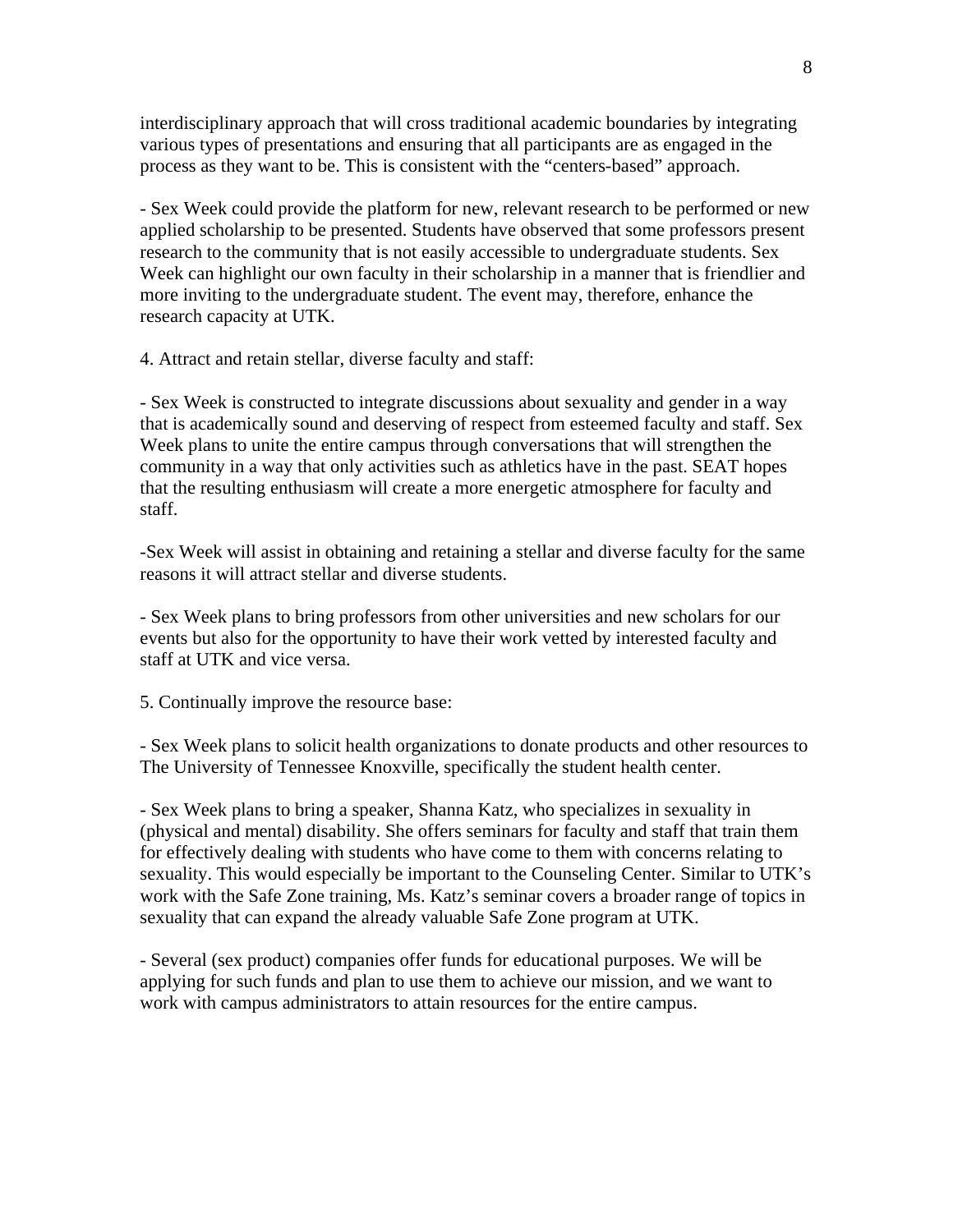interdisciplinary approach that will cross traditional academic boundaries by integrating various types of presentations and ensuring that all participants are as engaged in the process as they want to be. This is consistent with the "centers-based" approach.

- Sex Week could provide the platform for new, relevant research to be performed or new applied scholarship to be presented. Students have observed that some professors present research to the community that is not easily accessible to undergraduate students. Sex Week can highlight our own faculty in their scholarship in a manner that is friendlier and more inviting to the undergraduate student. The event may, therefore, enhance the research capacity at UTK.

4. Attract and retain stellar, diverse faculty and staff:

- Sex Week is constructed to integrate discussions about sexuality and gender in a way that is academically sound and deserving of respect from esteemed faculty and staff. Sex Week plans to unite the entire campus through conversations that will strengthen the community in a way that only activities such as athletics have in the past. SEAT hopes that the resulting enthusiasm will create a more energetic atmosphere for faculty and staff.

-Sex Week will assist in obtaining and retaining a stellar and diverse faculty for the same reasons it will attract stellar and diverse students.

- Sex Week plans to bring professors from other universities and new scholars for our events but also for the opportunity to have their work vetted by interested faculty and staff at UTK and vice versa.

5. Continually improve the resource base:

- Sex Week plans to solicit health organizations to donate products and other resources to The University of Tennessee Knoxville, specifically the student health center.

- Sex Week plans to bring a speaker, Shanna Katz, who specializes in sexuality in (physical and mental) disability. She offers seminars for faculty and staff that train them for effectively dealing with students who have come to them with concerns relating to sexuality. This would especially be important to the Counseling Center. Similar to UTK's work with the Safe Zone training, Ms. Katz's seminar covers a broader range of topics in sexuality that can expand the already valuable Safe Zone program at UTK.

- Several (sex product) companies offer funds for educational purposes. We will be applying for such funds and plan to use them to achieve our mission, and we want to work with campus administrators to attain resources for the entire campus.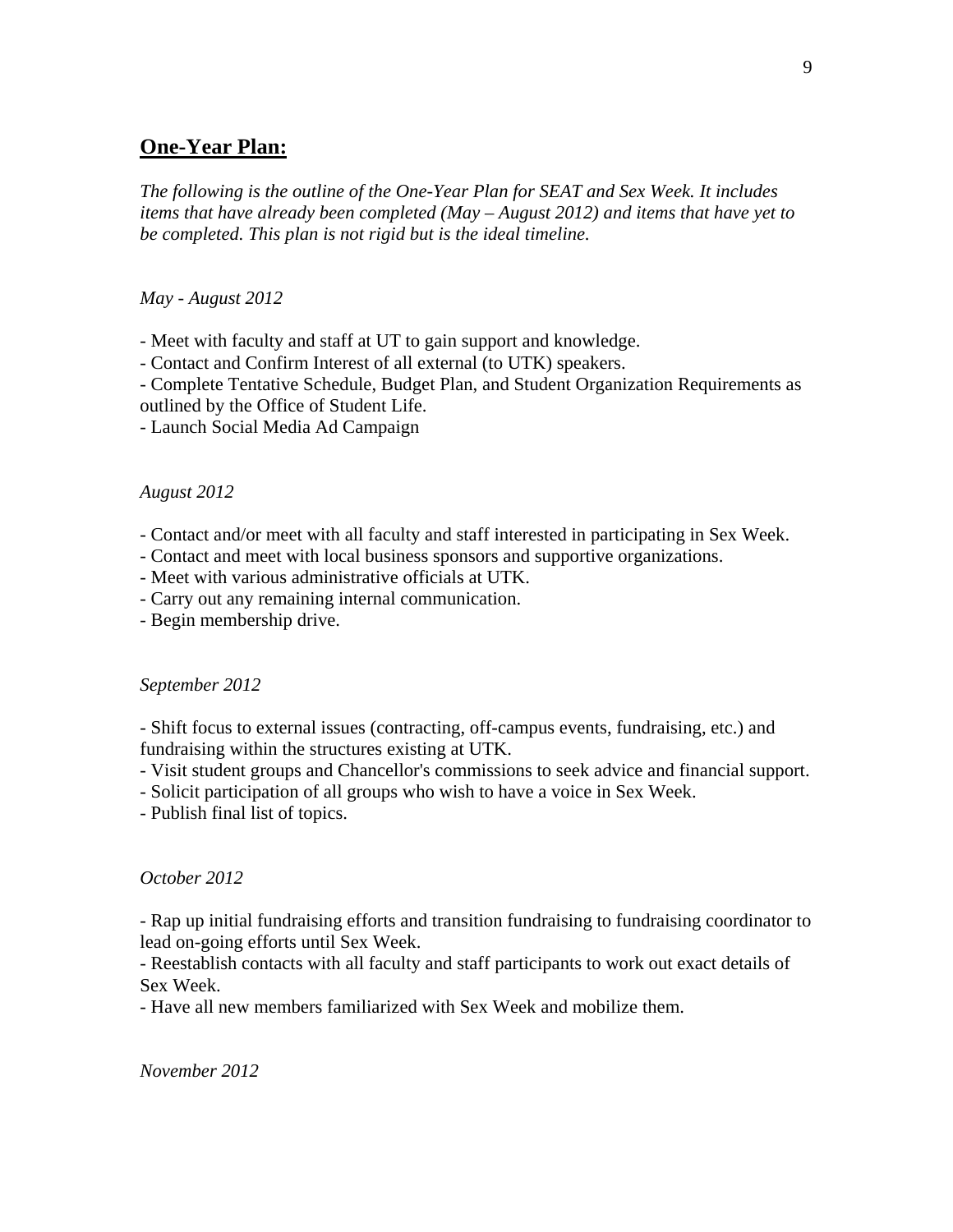## **One-Year Plan:**

*The following is the outline of the One-Year Plan for SEAT and Sex Week. It includes items that have already been completed (May – August 2012) and items that have yet to be completed. This plan is not rigid but is the ideal timeline.*

*May - August 2012*

- Meet with faculty and staff at UT to gain support and knowledge.
- Contact and Confirm Interest of all external (to UTK) speakers.
- Complete Tentative Schedule, Budget Plan, and Student Organization Requirements as outlined by the Office of Student Life.
- Launch Social Media Ad Campaign

*August 2012*

- Contact and/or meet with all faculty and staff interested in participating in Sex Week.
- Contact and meet with local business sponsors and supportive organizations.
- Meet with various administrative officials at UTK.
- Carry out any remaining internal communication.
- Begin membership drive.

*September 2012*

- Shift focus to external issues (contracting, off-campus events, fundraising, etc.) and fundraising within the structures existing at UTK.
- Visit student groups and Chancellor's commissions to seek advice and financial support.
- Solicit participation of all groups who wish to have a voice in Sex Week.
- Publish final list of topics.

*October 2012*

- Rap up initial fundraising efforts and transition fundraising to fundraising coordinator to lead on-going efforts until Sex Week.
- Reestablish contacts with all faculty and staff participants to work out exact details of Sex Week.
- Have all new members familiarized with Sex Week and mobilize them.

*November 2012*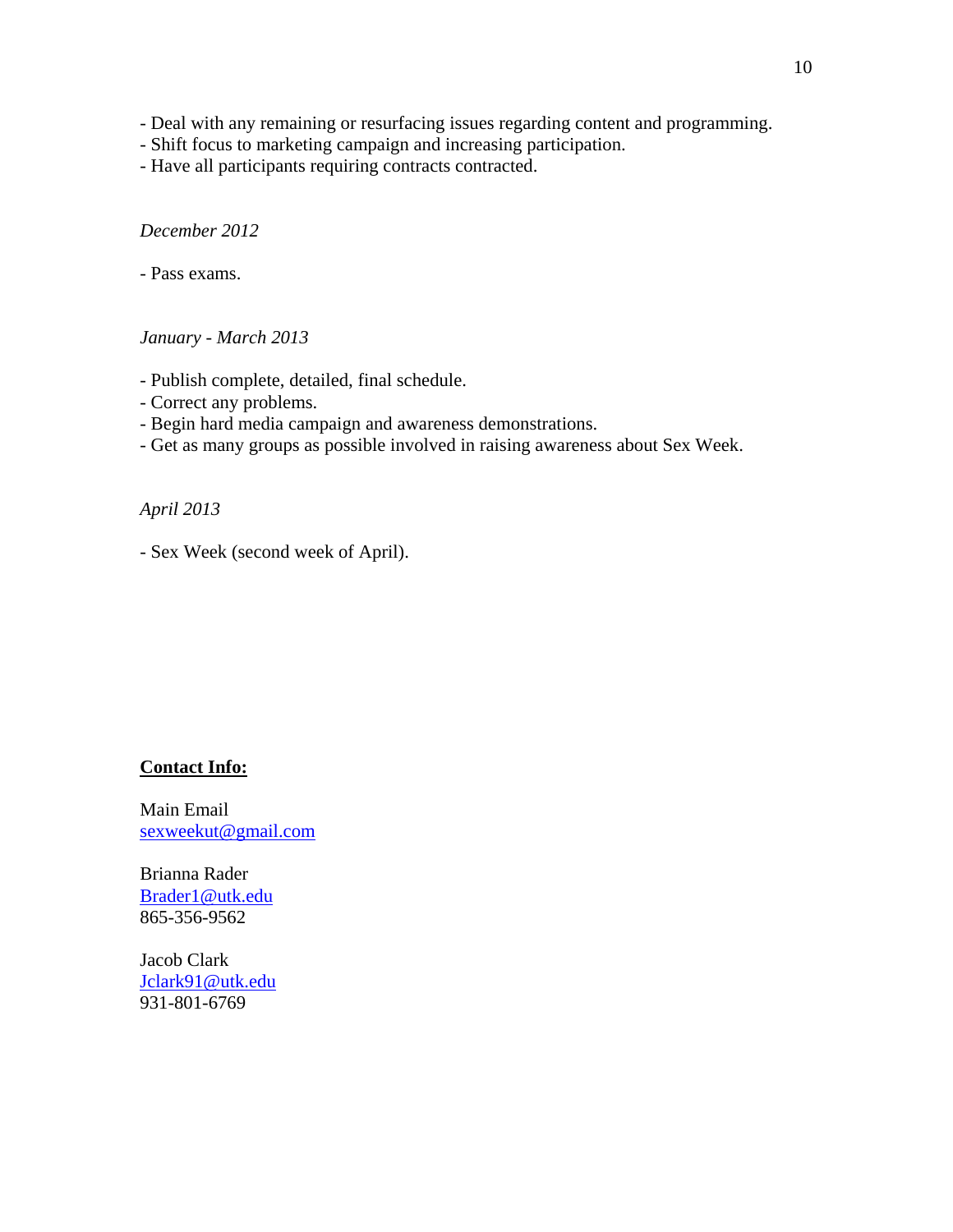- Deal with any remaining or resurfacing issues regarding content and programming.
- Shift focus to marketing campaign and increasing participation.
- Have all participants requiring contracts contracted.

*December 2012*

- Pass exams.

*January - March 2013*

- Publish complete, detailed, final schedule.
- Correct any problems.
- Begin hard media campaign and awareness demonstrations.
- Get as many groups as possible involved in raising awareness about Sex Week.

*April 2013*

- Sex Week (second week of April).

**Contact Info:**

Main Email
sexweekut@gmail.com

Brianna Rader
Brader1@utk.edu
865-356-9562

Jacob Clark
Jclark91@utk.edu
931-801-6769